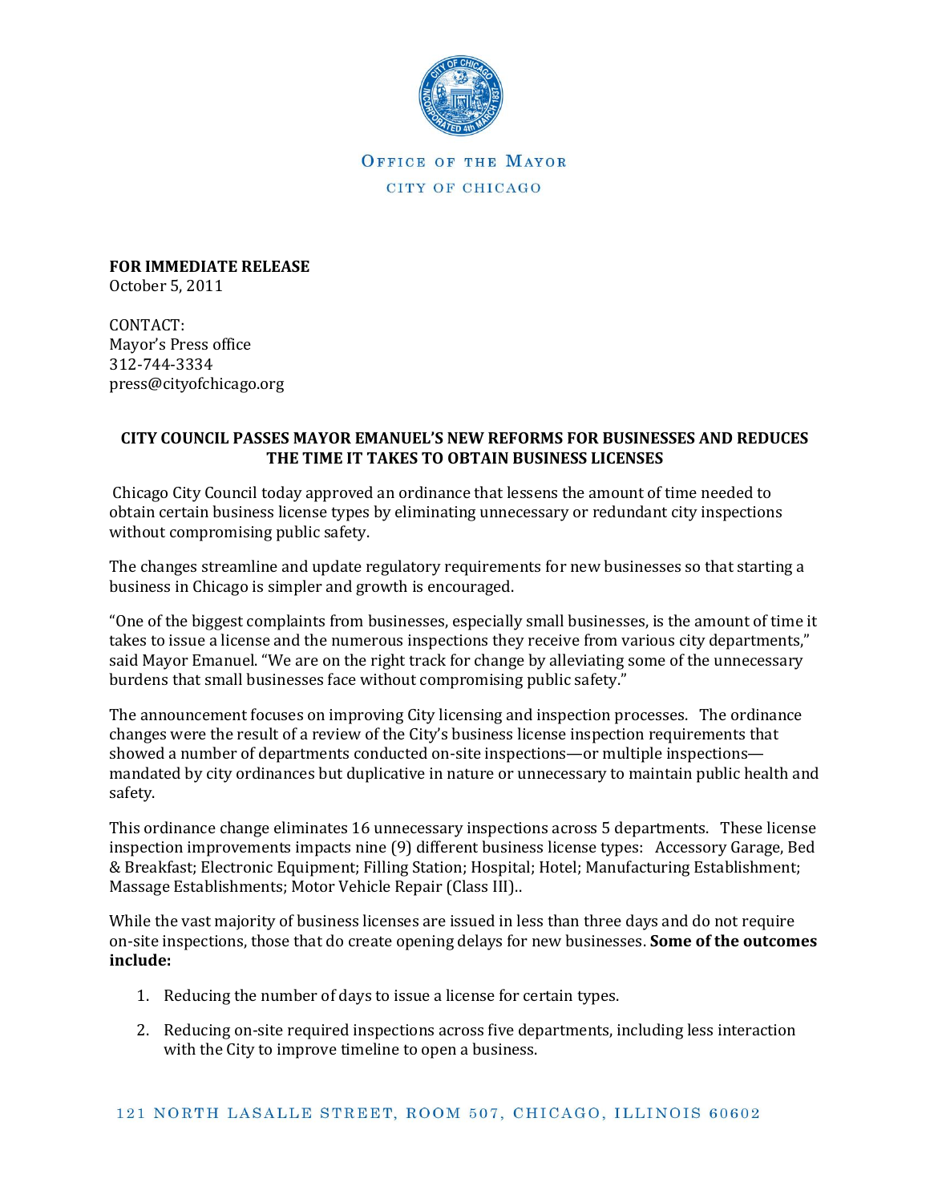OFFICE OF THE MAYOR

CITY OF CHICAGO

**FOR IMMEDIATE RELEASE**
October 5, 2011

CONTACT:
Mayor's Press office
312-744-3334
press@cityofchicago.org

## CITY COUNCIL PASSES MAYOR EMANUEL'S NEW REFORMS FOR BUSINESSES AND REDUCES THE TIME IT TAKES TO OBTAIN BUSINESS LICENSES

Chicago City Council today approved an ordinance that lessens the amount of time needed to obtain certain business license types by eliminating unnecessary or redundant city inspections without compromising public safety.

The changes streamline and update regulatory requirements for new businesses so that starting a business in Chicago is simpler and growth is encouraged.

"One of the biggest complaints from businesses, especially small businesses, is the amount of time it takes to issue a license and the numerous inspections they receive from various city departments," said Mayor Emanuel. "We are on the right track for change by alleviating some of the unnecessary burdens that small businesses face without compromising public safety."

The announcement focuses on improving City licensing and inspection processes. The ordinance changes were the result of a review of the City's business license inspection requirements that showed a number of departments conducted on-site inspections—or multiple inspections—mandated by city ordinances but duplicative in nature or unnecessary to maintain public health and safety.

This ordinance change eliminates 16 unnecessary inspections across 5 departments. These license inspection improvements impacts nine (9) different business license types: Accessory Garage, Bed & Breakfast; Electronic Equipment; Filling Station; Hospital; Hotel; Manufacturing Establishment; Massage Establishments; Motor Vehicle Repair (Class III)..

While the vast majority of business licenses are issued in less than three days and do not require on-site inspections, those that do create opening delays for new businesses. **Some of the outcomes include:**

1. Reducing the number of days to issue a license for certain types.
2. Reducing on-site required inspections across five departments, including less interaction with the City to improve timeline to open a business.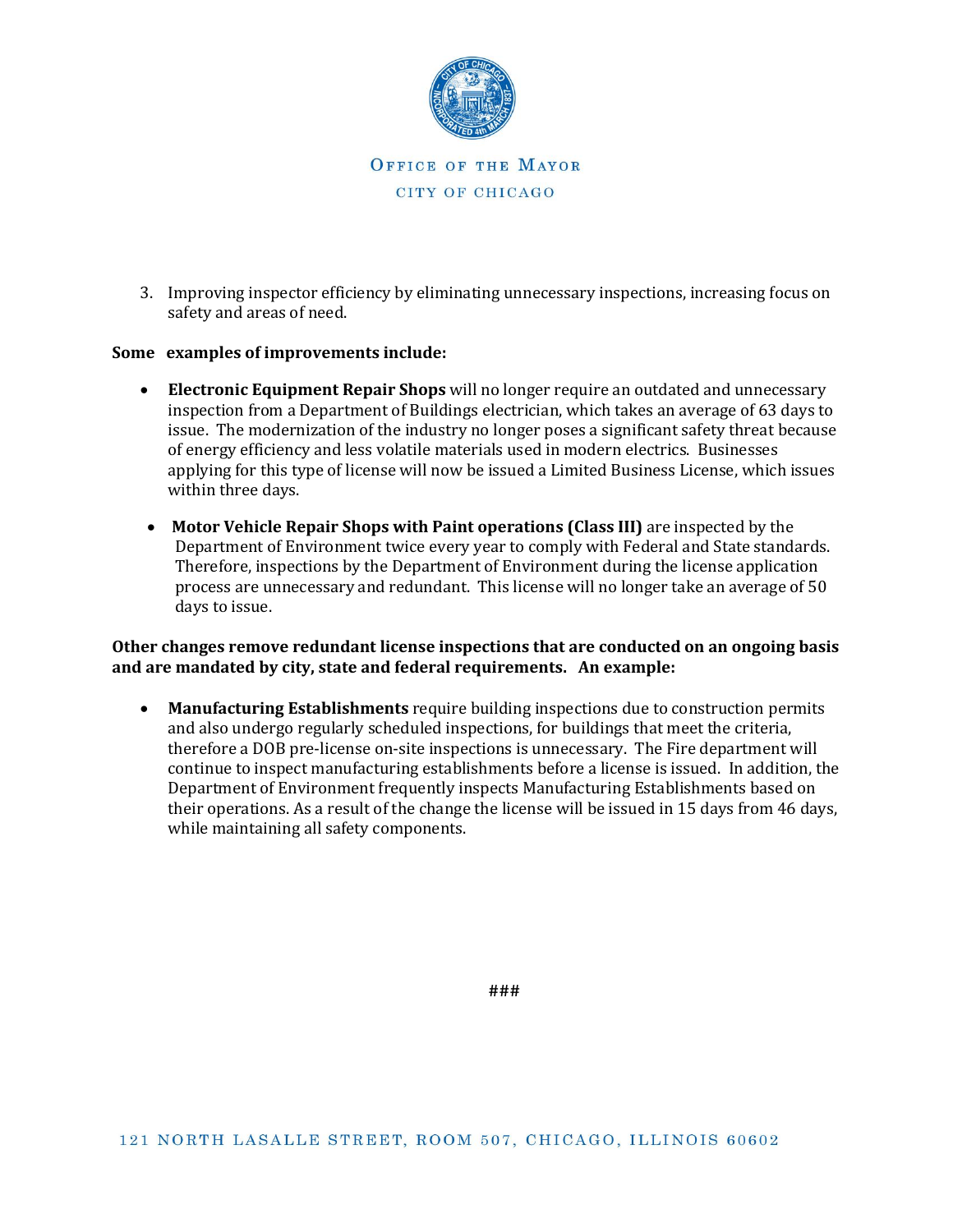3. Improving inspector efficiency by eliminating unnecessary inspections, increasing focus on safety and areas of need.

**Some examples of improvements include:**

- **Electronic Equipment Repair Shops** will no longer require an outdated and unnecessary inspection from a Department of Buildings electrician, which takes an average of 63 days to issue. The modernization of the industry no longer poses a significant safety threat because of energy efficiency and less volatile materials used in modern electrics. Businesses applying for this type of license will now be issued a Limited Business License, which issues within three days.
- **Motor Vehicle Repair Shops with Paint operations (Class III)** are inspected by the Department of Environment twice every year to comply with Federal and State standards. Therefore, inspections by the Department of Environment during the license application process are unnecessary and redundant. This license will no longer take an average of 50 days to issue.

**Other changes remove redundant license inspections that are conducted on an ongoing basis and are mandated by city, state and federal requirements. An example:**

- **Manufacturing Establishments** require building inspections due to construction permits and also undergo regularly scheduled inspections, for buildings that meet the criteria, therefore a DOB pre-license on-site inspections is unnecessary. The Fire department will continue to inspect manufacturing establishments before a license is issued. In addition, the Department of Environment frequently inspects Manufacturing Establishments based on their operations. As a result of the change the license will be issued in 15 days from 46 days, while maintaining all safety components.

###